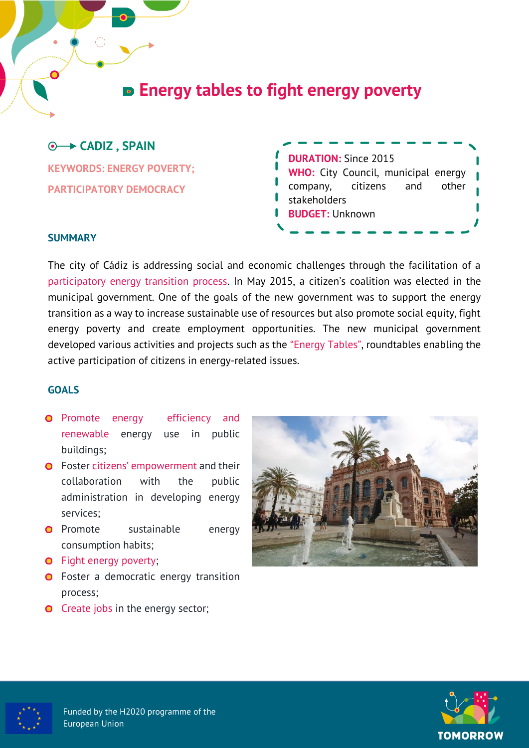# Energy tables to fight energy poverty

## CADIZ , SPAIN

**KEYWORDS: ENERGY POVERTY; PARTICIPATORY DEMOCRACY**

**DURATION:** Since 2015
**WHO:** City Council, municipal energy company, citizens and other stakeholders
**BUDGET:** Unknown

### SUMMARY

The city of Cádiz is addressing social and economic challenges through the facilitation of a participatory energy transition process. In May 2015, a citizen's coalition was elected in the municipal government. One of the goals of the new government was to support the energy transition as a way to increase sustainable use of resources but also promote social equity, fight energy poverty and create employment opportunities. The new municipal government developed various activities and projects such as the "Energy Tables", roundtables enabling the active participation of citizens in energy-related issues.

### GOALS

- Promote energy efficiency and renewable energy use in public buildings;
- Foster citizens' empowerment and their collaboration with the public administration in developing energy services;
- Promote sustainable energy consumption habits;
- Fight energy poverty;
- Foster a democratic energy transition process;
- Create jobs in the energy sector;

Funded by the H2020 programme of the European Union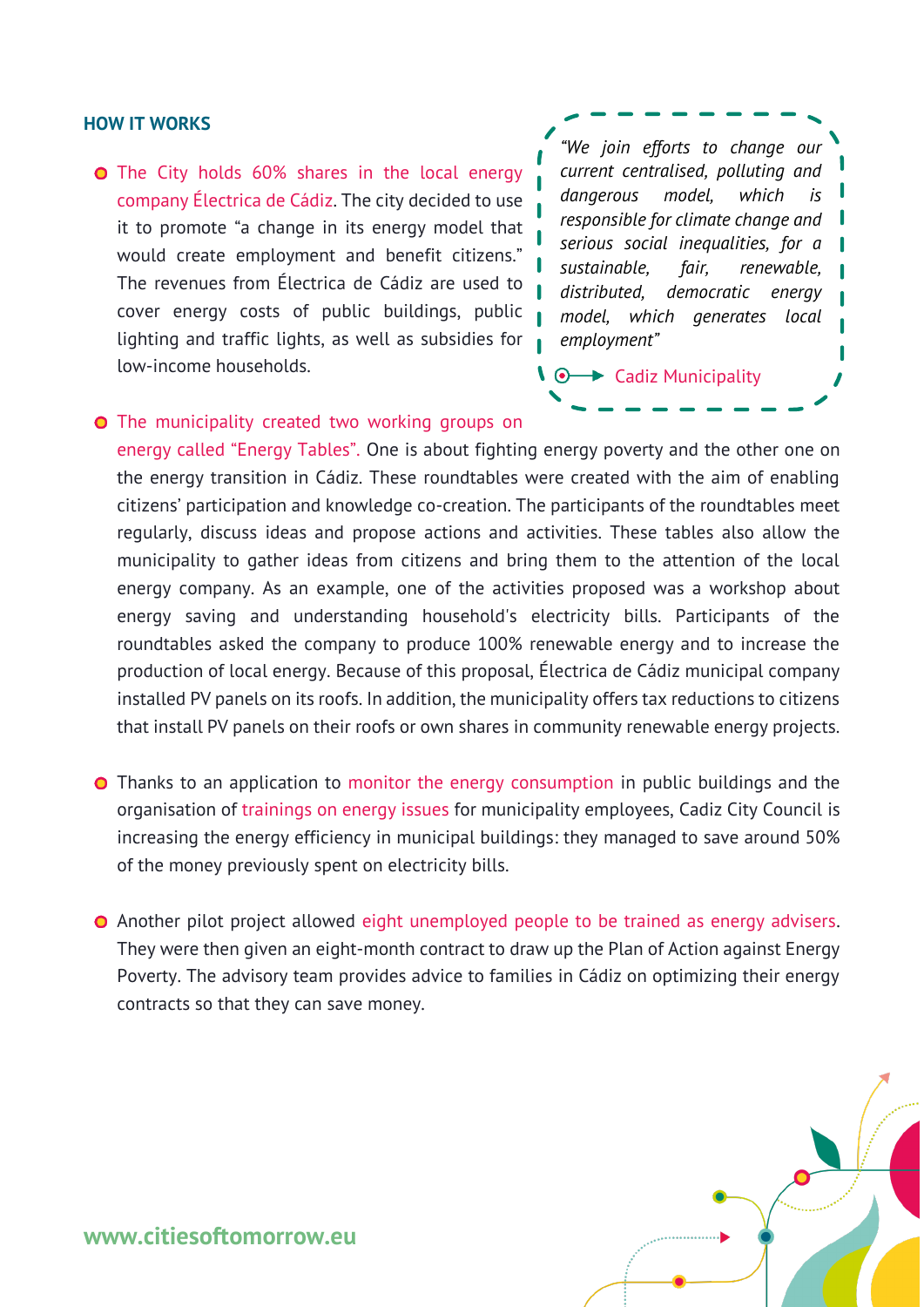### HOW IT WORKS

> *"We join efforts to change our current centralised, polluting and dangerous model, which is responsible for climate change and serious social inequalities, for a sustainable, fair, renewable, distributed, democratic energy model, which generates local employment"*
>
> Cadiz Municipality

- The City holds 60% shares in the local energy company Électrica de Cádiz. The city decided to use it to promote "a change in its energy model that would create employment and benefit citizens." The revenues from Électrica de Cádiz are used to cover energy costs of public buildings, public lighting and traffic lights, as well as subsidies for low-income households.

- The municipality created two working groups on energy called "Energy Tables". One is about fighting energy poverty and the other one on the energy transition in Cádiz. These roundtables were created with the aim of enabling citizens' participation and knowledge co-creation. The participants of the roundtables meet regularly, discuss ideas and propose actions and activities. These tables also allow the municipality to gather ideas from citizens and bring them to the attention of the local energy company. As an example, one of the activities proposed was a workshop about energy saving and understanding household's electricity bills. Participants of the roundtables asked the company to produce 100% renewable energy and to increase the production of local energy. Because of this proposal, Électrica de Cádiz municipal company installed PV panels on its roofs. In addition, the municipality offers tax reductions to citizens that install PV panels on their roofs or own shares in community renewable energy projects.

- Thanks to an application to monitor the energy consumption in public buildings and the organisation of trainings on energy issues for municipality employees, Cadiz City Council is increasing the energy efficiency in municipal buildings: they managed to save around 50% of the money previously spent on electricity bills.

- Another pilot project allowed eight unemployed people to be trained as energy advisers. They were then given an eight-month contract to draw up the Plan of Action against Energy Poverty. The advisory team provides advice to families in Cádiz on optimizing their energy contracts so that they can save money.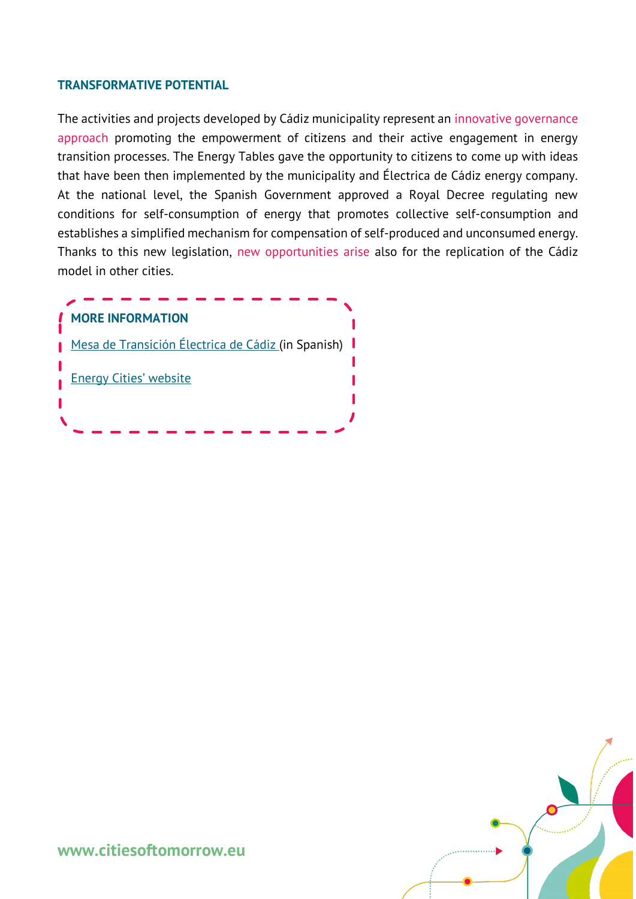### TRANSFORMATIVE POTENTIAL

The activities and projects developed by Cádiz municipality represent an innovative governance approach promoting the empowerment of citizens and their active engagement in energy transition processes. The Energy Tables gave the opportunity to citizens to come up with ideas that have been then implemented by the municipality and Électrica de Cádiz energy company. At the national level, the Spanish Government approved a Royal Decree regulating new conditions for self-consumption of energy that promotes collective self-consumption and establishes a simplified mechanism for compensation of self-produced and unconsumed energy. Thanks to this new legislation, new opportunities arise also for the replication of the Cádiz model in other cities.

**MORE INFORMATION**

Mesa de Transición Électrica de Cádiz (in Spanish)

Energy Cities' website